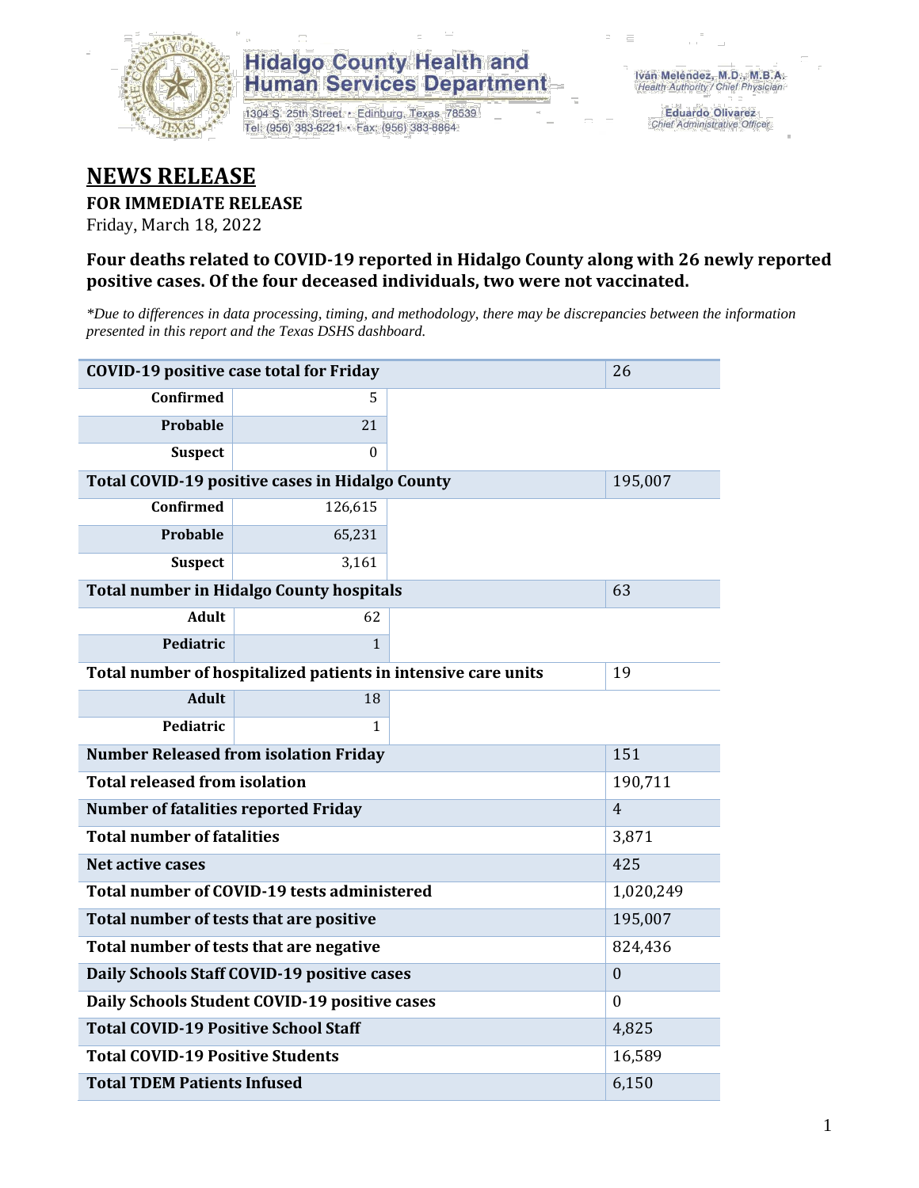**Hidalgo County Health and Human Services Department**
1304 S. 25th Street • Edinburg, Texas 78539
Tel: (956) 383-6221 • Fax: (956) 383-8864

Iván Meléndez, M.D., M.B.A.
*Health Authority / Chief Physician*

Eduardo Olivarez
*Chief Administrative Officer*

# NEWS RELEASE

**FOR IMMEDIATE RELEASE**

Friday, March 18, 2022

### Four deaths related to COVID-19 reported in Hidalgo County along with 26 newly reported positive cases. Of the four deceased individuals, two were not vaccinated.

*\*Due to differences in data processing, timing, and methodology, there may be discrepancies between the information presented in this report and the Texas DSHS dashboard.*

| COVID-19 positive case total for Friday | | 26 |
|---|---|---|
| Confirmed | 5 | |
| Probable | 21 | |
| Suspect | 0 | |
| **Total COVID-19 positive cases in Hidalgo County** | | 195,007 |
| Confirmed | 126,615 | |
| Probable | 65,231 | |
| Suspect | 3,161 | |
| **Total number in Hidalgo County hospitals** | | 63 |
| Adult | 62 | |
| Pediatric | 1 | |
| **Total number of hospitalized patients in intensive care units** | | 19 |
| Adult | 18 | |
| Pediatric | 1 | |
| **Number Released from isolation Friday** | | 151 |
| **Total released from isolation** | | 190,711 |
| **Number of fatalities reported Friday** | | 4 |
| **Total number of fatalities** | | 3,871 |
| **Net active cases** | | 425 |
| **Total number of COVID-19 tests administered** | | 1,020,249 |
| **Total number of tests that are positive** | | 195,007 |
| **Total number of tests that are negative** | | 824,436 |
| **Daily Schools Staff COVID-19 positive cases** | | 0 |
| **Daily Schools Student COVID-19 positive cases** | | 0 |
| **Total COVID-19 Positive School Staff** | | 4,825 |
| **Total COVID-19 Positive Students** | | 16,589 |
| **Total TDEM Patients Infused** | | 6,150 |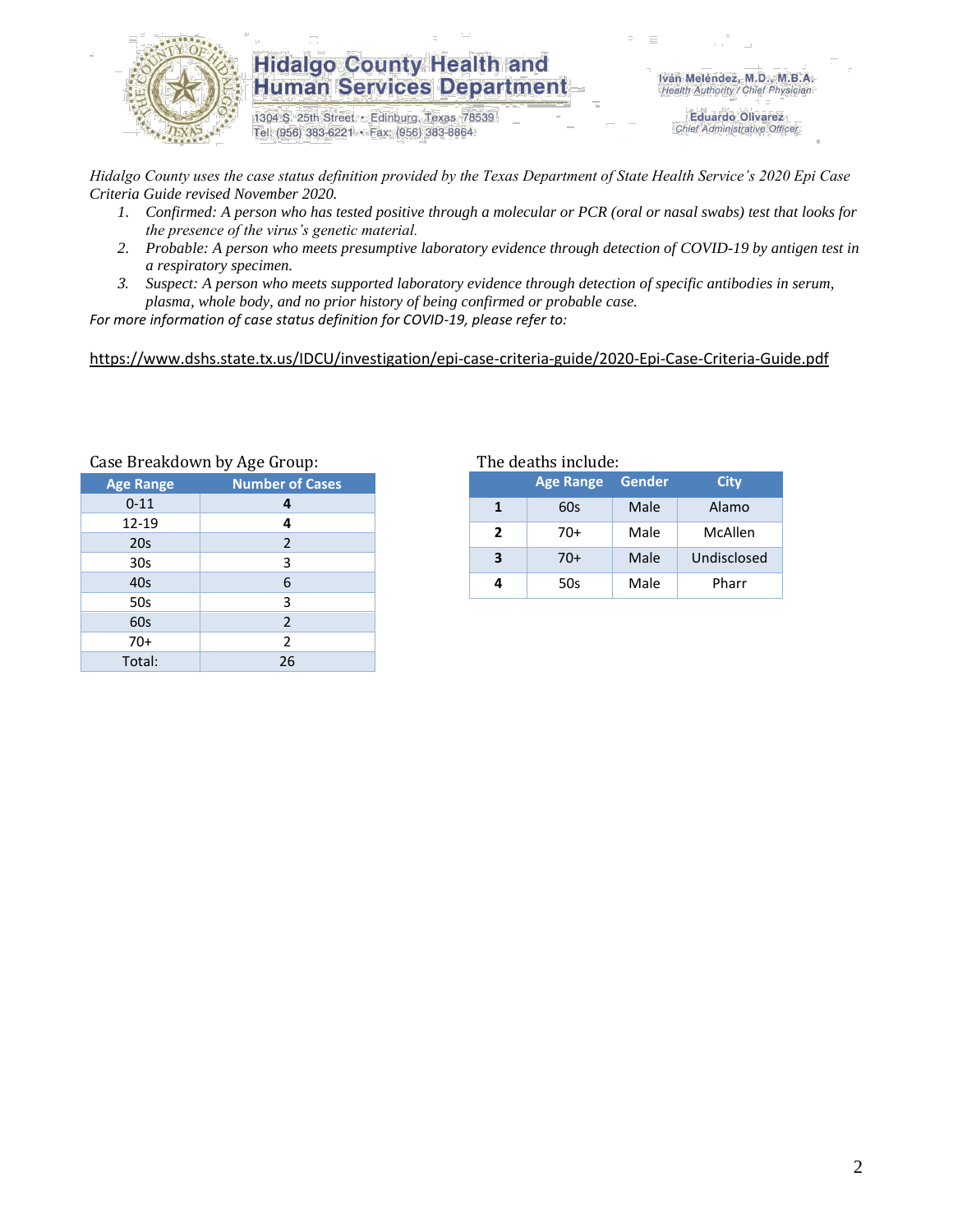# Hidalgo County Health and Human Services Department

1304 S. 25th Street • Edinburg, Texas 78539
Tel: (956) 383-6221 • Fax: (956) 383-8864

Iván Meléndez, M.D., M.B.A.
*Health Authority / Chief Physician*

Eduardo Olivarez
*Chief Administrative Officer*

*Hidalgo County uses the case status definition provided by the Texas Department of State Health Service's 2020 Epi Case Criteria Guide revised November 2020.*

1. *Confirmed: A person who has tested positive through a molecular or PCR (oral or nasal swabs) test that looks for the presence of the virus's genetic material.*
2. *Probable: A person who meets presumptive laboratory evidence through detection of COVID-19 by antigen test in a respiratory specimen.*
3. *Suspect: A person who meets supported laboratory evidence through detection of specific antibodies in serum, plasma, whole body, and no prior history of being confirmed or probable case.*

*For more information of case status definition for COVID-19, please refer to:*

https://www.dshs.state.tx.us/IDCU/investigation/epi-case-criteria-guide/2020-Epi-Case-Criteria-Guide.pdf

Case Breakdown by Age Group:

| Age Range | Number of Cases |
|---|---|
| 0-11 | **4** |
| 12-19 | **4** |
| 20s | 2 |
| 30s | 3 |
| 40s | 6 |
| 50s | 3 |
| 60s | 2 |
| 70+ | 2 |
| Total: | 26 |

The deaths include:

| | Age Range | Gender | City |
|---|---|---|---|
| **1** | 60s | Male | Alamo |
| **2** | 70+ | Male | McAllen |
| **3** | 70+ | Male | Undisclosed |
| **4** | 50s | Male | Pharr |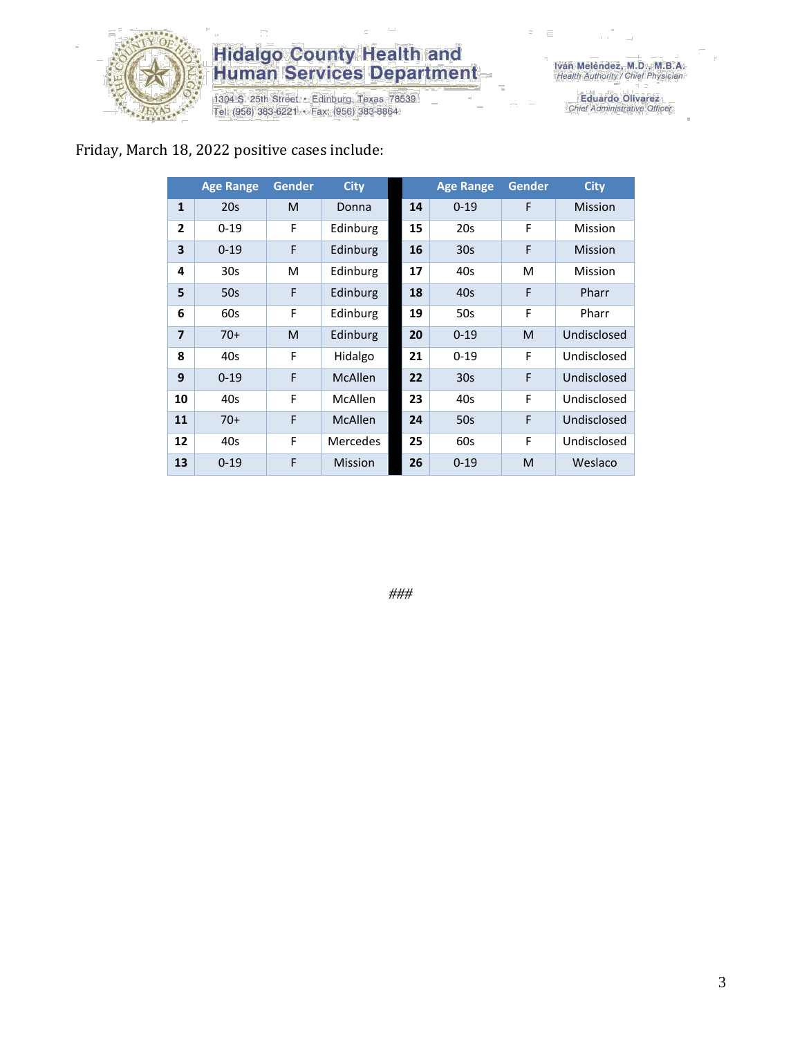Hidalgo County Health and Human Services Department

1304 S. 25th Street • Edinburg, Texas 78539
Tel: (956) 383-6221 • Fax: (956) 383-8864

Iván Meléndez, M.D., M.B.A.
Health Authority / Chief Physician

Eduardo Olivarez
Chief Administrative Officer

Friday, March 18, 2022 positive cases include:

| | Age Range | Gender | City | | Age Range | Gender | City |
|---|---|---|---|---|---|---|---|
| **1** | 20s | M | Donna | **14** | 0-19 | F | Mission |
| **2** | 0-19 | F | Edinburg | **15** | 20s | F | Mission |
| **3** | 0-19 | F | Edinburg | **16** | 30s | F | Mission |
| **4** | 30s | M | Edinburg | **17** | 40s | M | Mission |
| **5** | 50s | F | Edinburg | **18** | 40s | F | Pharr |
| **6** | 60s | F | Edinburg | **19** | 50s | F | Pharr |
| **7** | 70+ | M | Edinburg | **20** | 0-19 | M | Undisclosed |
| **8** | 40s | F | Hidalgo | **21** | 0-19 | F | Undisclosed |
| **9** | 0-19 | F | McAllen | **22** | 30s | F | Undisclosed |
| **10** | 40s | F | McAllen | **23** | 40s | F | Undisclosed |
| **11** | 70+ | F | McAllen | **24** | 50s | F | Undisclosed |
| **12** | 40s | F | Mercedes | **25** | 60s | F | Undisclosed |
| **13** | 0-19 | F | Mission | **26** | 0-19 | M | Weslaco |

###